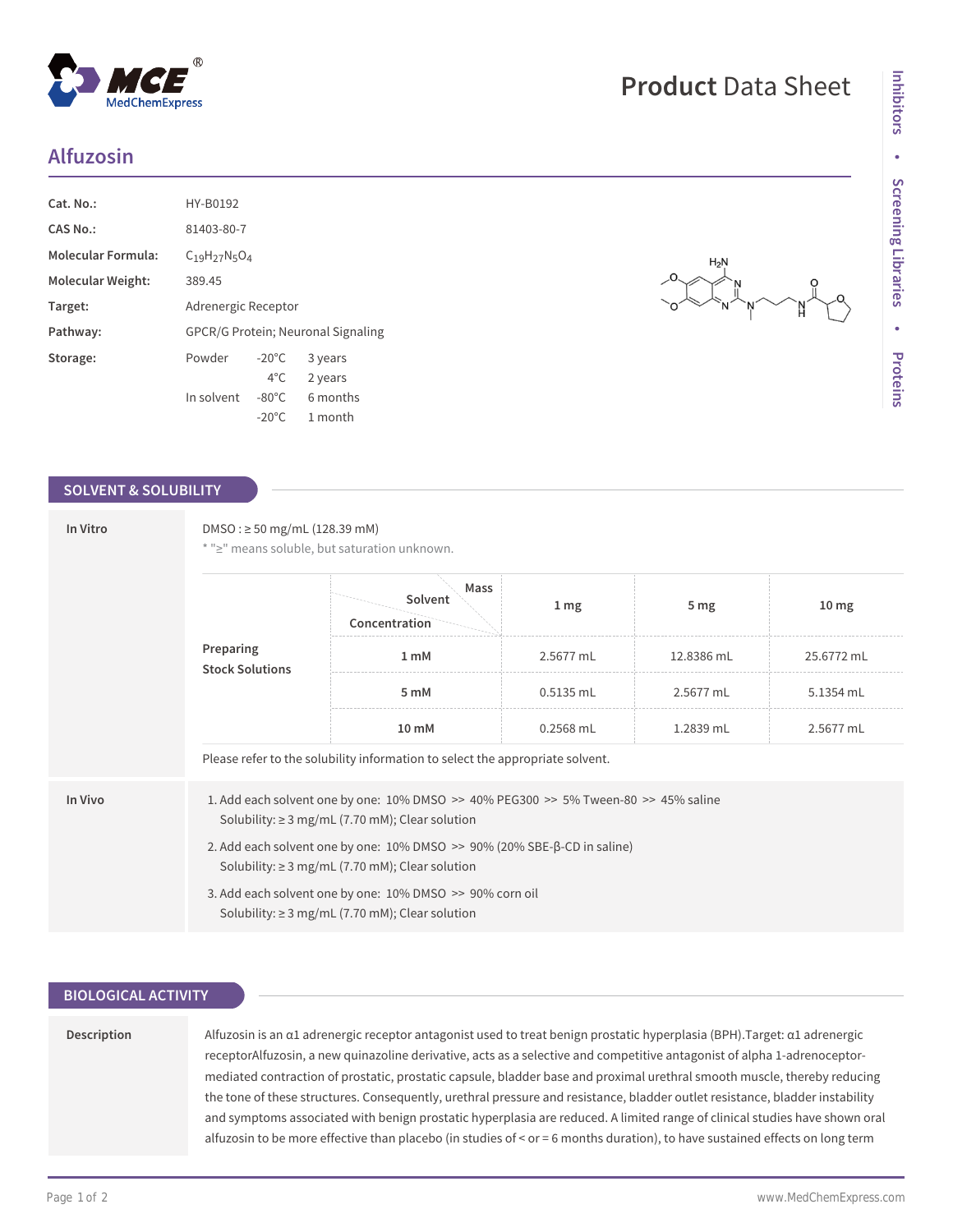# Product Data Sheet

## Alfuzosin

| | |
|---|---|
| **Cat. No.:** | HY-B0192 |
| **CAS No.:** | 81403-80-7 |
| **Molecular Formula:** | $C_{19}H_{27}N_5O_4$ |
| **Molecular Weight:** | 389.45 |
| **Target:** | Adrenergic Receptor |
| **Pathway:** | GPCR/G Protein; Neuronal Signaling |
| **Storage:** | Powder -20°C 3 years; 4°C 2 years. In solvent -80°C 6 months; -20°C 1 month |

## SOLVENT & SOLUBILITY

### In Vitro

DMSO : ≥ 50 mg/mL (128.39 mM)

* "≥" means soluble, but saturation unknown.

**Preparing Stock Solutions**

| Solvent Concentration / Mass | 1 mg | 5 mg | 10 mg |
|---|---|---|---|
| 1 mM | 2.5677 mL | 12.8386 mL | 25.6772 mL |
| 5 mM | 0.5135 mL | 2.5677 mL | 5.1354 mL |
| 10 mM | 0.2568 mL | 1.2839 mL | 2.5677 mL |

Please refer to the solubility information to select the appropriate solvent.

### In Vivo

1. Add each solvent one by one: 10% DMSO >> 40% PEG300 >> 5% Tween-80 >> 45% saline
   Solubility: ≥ 3 mg/mL (7.70 mM); Clear solution
2. Add each solvent one by one: 10% DMSO >> 90% (20% SBE-β-CD in saline)
   Solubility: ≥ 3 mg/mL (7.70 mM); Clear solution
3. Add each solvent one by one: 10% DMSO >> 90% corn oil
   Solubility: ≥ 3 mg/mL (7.70 mM); Clear solution

## BIOLOGICAL ACTIVITY

**Description**

Alfuzosin is an α1 adrenergic receptor antagonist used to treat benign prostatic hyperplasia (BPH).Target: α1 adrenergic receptorAlfuzosin, a new quinazoline derivative, acts as a selective and competitive antagonist of alpha 1-adrenoceptor-mediated contraction of prostatic, prostatic capsule, bladder base and proximal urethral smooth muscle, thereby reducing the tone of these structures. Consequently, urethral pressure and resistance, bladder outlet resistance, bladder instability and symptoms associated with benign prostatic hyperplasia are reduced. A limited range of clinical studies have shown oral alfuzosin to be more effective than placebo (in studies of < or = 6 months duration), to have sustained effects on long term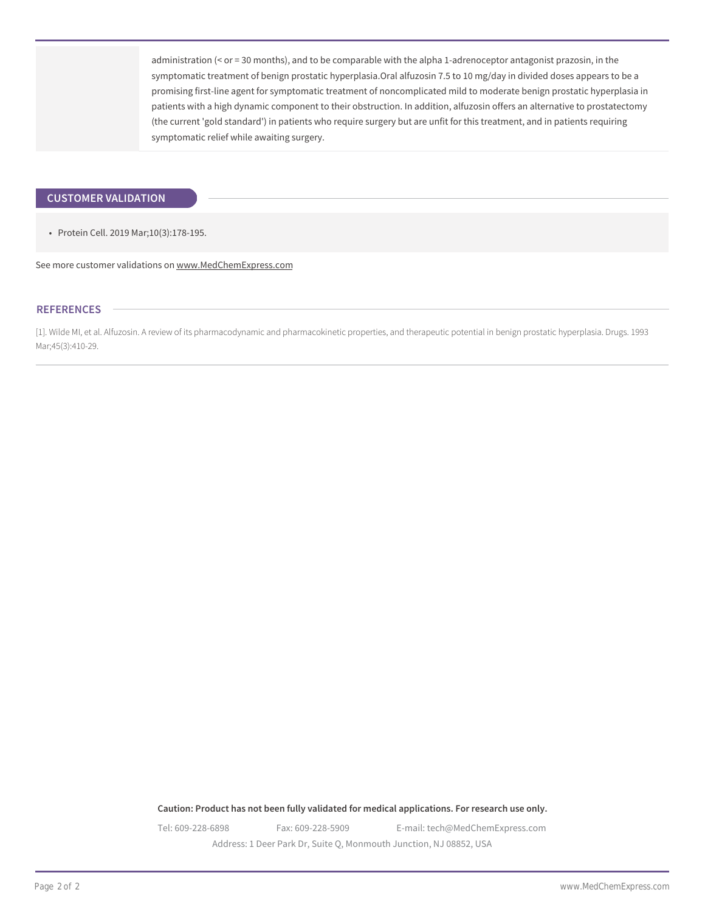administration (< or = 30 months), and to be comparable with the alpha 1-adrenoceptor antagonist prazosin, in the symptomatic treatment of benign prostatic hyperplasia.Oral alfuzosin 7.5 to 10 mg/day in divided doses appears to be a promising first-line agent for symptomatic treatment of noncomplicated mild to moderate benign prostatic hyperplasia in patients with a high dynamic component to their obstruction. In addition, alfuzosin offers an alternative to prostatectomy (the current 'gold standard') in patients who require surgery but are unfit for this treatment, and in patients requiring symptomatic relief while awaiting surgery.

## CUSTOMER VALIDATION

- Protein Cell. 2019 Mar;10(3):178-195.

See more customer validations on www.MedChemExpress.com

## REFERENCES

[1]. Wilde MI, et al. Alfuzosin. A review of its pharmacodynamic and pharmacokinetic properties, and therapeutic potential in benign prostatic hyperplasia. Drugs. 1993 Mar;45(3):410-29.

**Caution: Product has not been fully validated for medical applications. For research use only.**

Tel: 609-228-6898 Fax: 609-228-5909 E-mail: tech@MedChemExpress.com

Address: 1 Deer Park Dr, Suite Q, Monmouth Junction, NJ 08852, USA